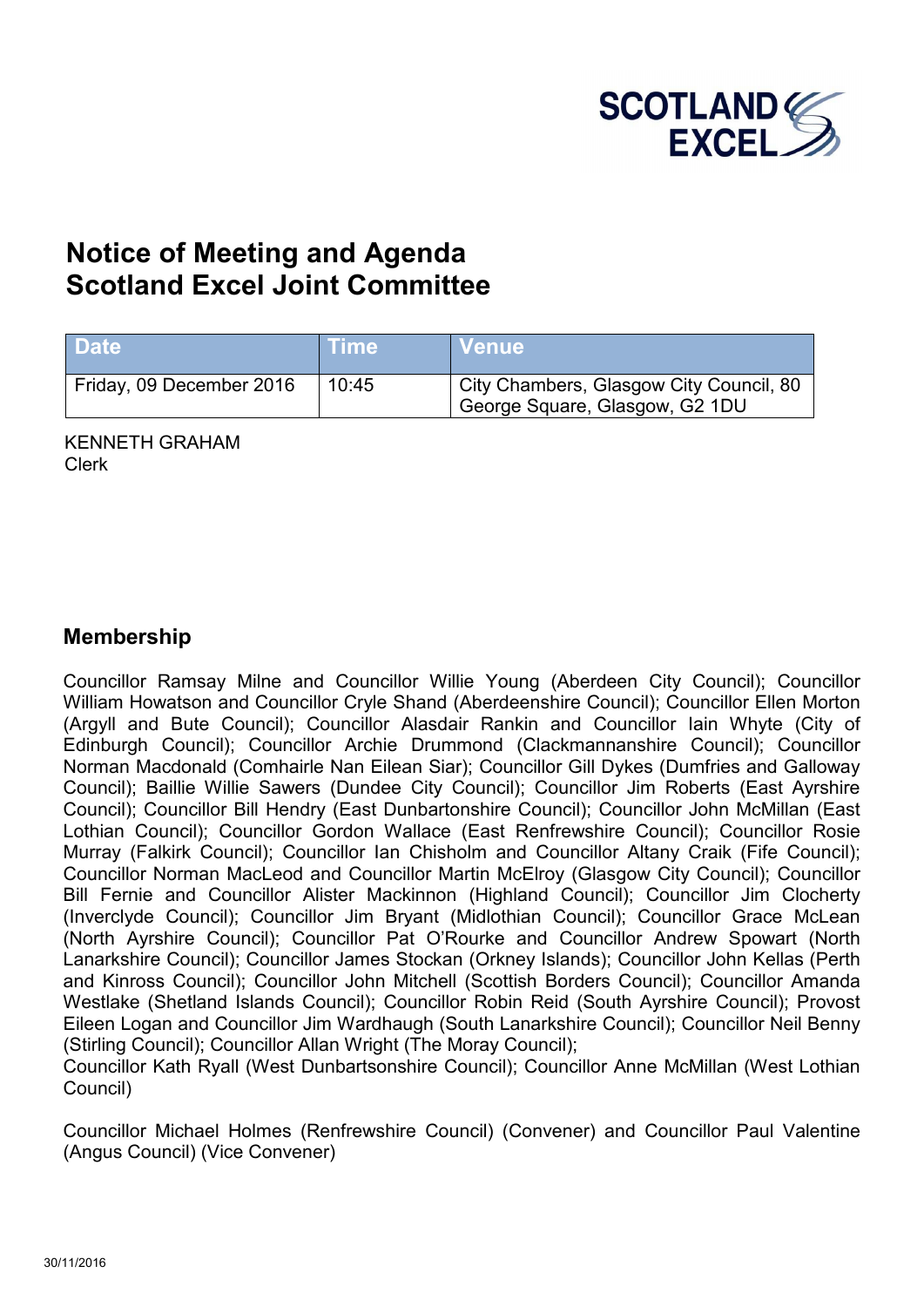# Notice of Meeting and Agenda
# Scotland Excel Joint Committee

| Date | Time | Venue |
|---|---|---|
| Friday, 09 December 2016 | 10:45 | City Chambers, Glasgow City Council, 80 George Square, Glasgow, G2 1DU |

KENNETH GRAHAM
Clerk

## Membership

Councillor Ramsay Milne and Councillor Willie Young (Aberdeen City Council); Councillor William Howatson and Councillor Cryle Shand (Aberdeenshire Council); Councillor Ellen Morton (Argyll and Bute Council); Councillor Alasdair Rankin and Councillor Iain Whyte (City of Edinburgh Council); Councillor Archie Drummond (Clackmannanshire Council); Councillor Norman Macdonald (Comhairle Nan Eilean Siar); Councillor Gill Dykes (Dumfries and Galloway Council); Baillie Willie Sawers (Dundee City Council); Councillor Jim Roberts (East Ayrshire Council); Councillor Bill Hendry (East Dunbartonshire Council); Councillor John McMillan (East Lothian Council); Councillor Gordon Wallace (East Renfrewshire Council); Councillor Rosie Murray (Falkirk Council); Councillor Ian Chisholm and Councillor Altany Craik (Fife Council); Councillor Norman MacLeod and Councillor Martin McElroy (Glasgow City Council); Councillor Bill Fernie and Councillor Alister Mackinnon (Highland Council); Councillor Jim Clocherty (Inverclyde Council); Councillor Jim Bryant (Midlothian Council); Councillor Grace McLean (North Ayrshire Council); Councillor Pat O'Rourke and Councillor Andrew Spowart (North Lanarkshire Council); Councillor James Stockan (Orkney Islands); Councillor John Kellas (Perth and Kinross Council); Councillor John Mitchell (Scottish Borders Council); Councillor Amanda Westlake (Shetland Islands Council); Councillor Robin Reid (South Ayrshire Council); Provost Eileen Logan and Councillor Jim Wardhaugh (South Lanarkshire Council); Councillor Neil Benny (Stirling Council); Councillor Allan Wright (The Moray Council);
Councillor Kath Ryall (West Dunbartsonshire Council); Councillor Anne McMillan (West Lothian Council)

Councillor Michael Holmes (Renfrewshire Council) (Convener) and Councillor Paul Valentine (Angus Council) (Vice Convener)

30/11/2016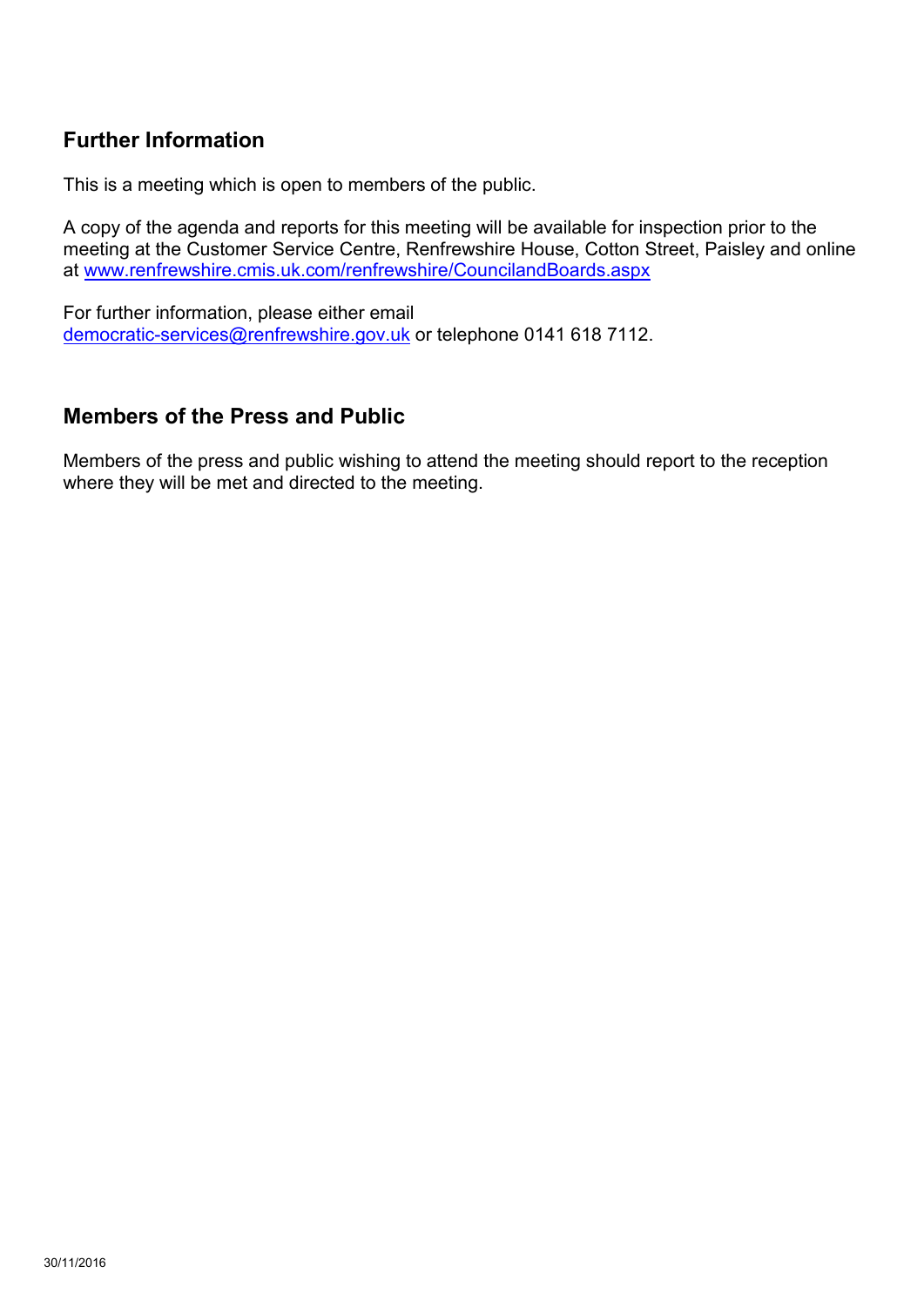## Further Information

This is a meeting which is open to members of the public.

A copy of the agenda and reports for this meeting will be available for inspection prior to the meeting at the Customer Service Centre, Renfrewshire House, Cotton Street, Paisley and online at [www.renfrewshire.cmis.uk.com/renfrewshire/CouncilandBoards.aspx](http://www.renfrewshire.cmis.uk.com/renfrewshire/CouncilandBoards.aspx)

For further information, please either email [democratic-services@renfrewshire.gov.uk](mailto:democratic-services@renfrewshire.gov.uk) or telephone 0141 618 7112.

## Members of the Press and Public

Members of the press and public wishing to attend the meeting should report to the reception where they will be met and directed to the meeting.

30/11/2016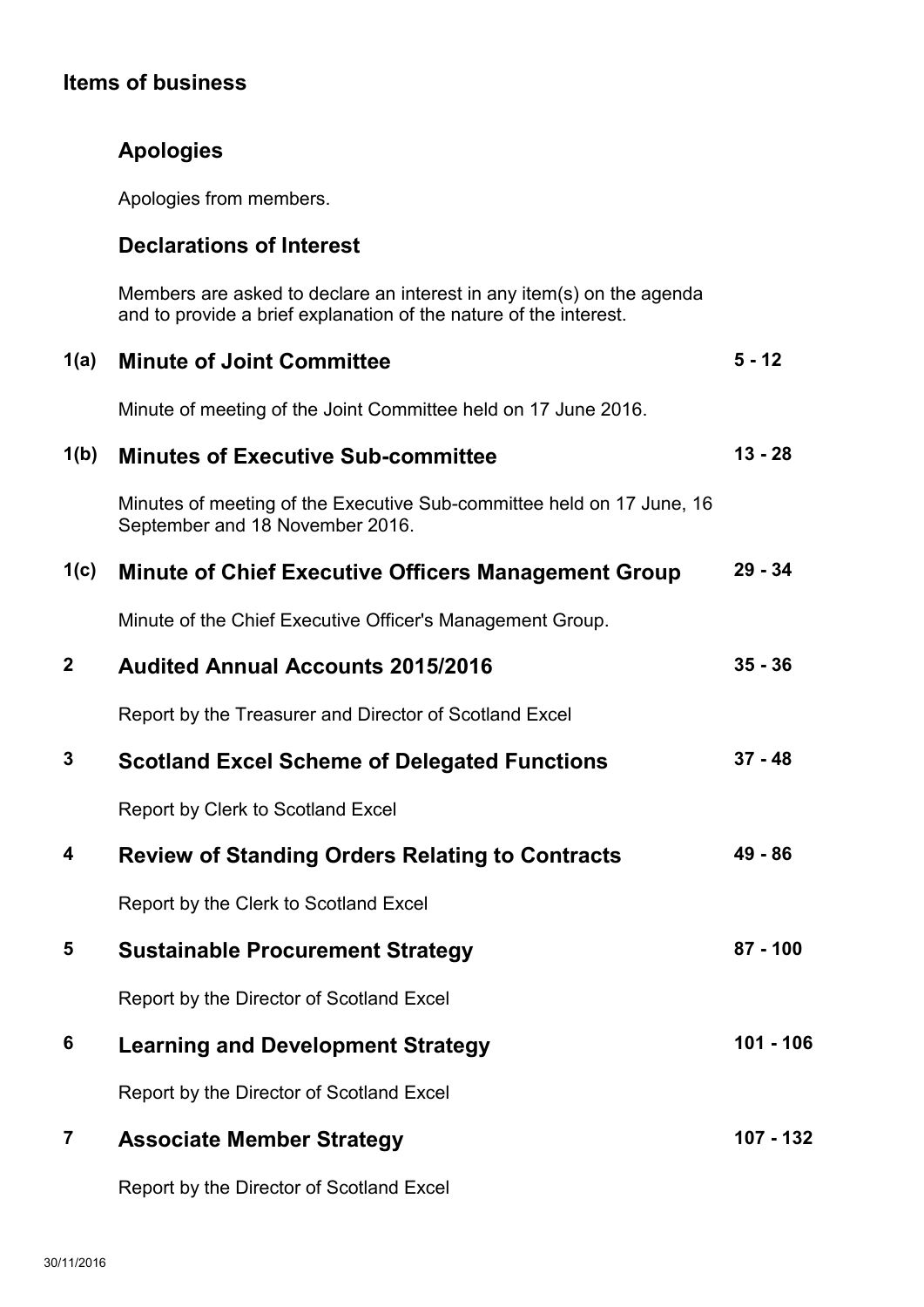## Items of business

### Apologies

Apologies from members.

### Declarations of Interest

Members are asked to declare an interest in any item(s) on the agenda and to provide a brief explanation of the nature of the interest.

| | | |
|---|---|---|
| **1(a)** | **Minute of Joint Committee**<br>Minute of meeting of the Joint Committee held on 17 June 2016. | **5 - 12** |
| **1(b)** | **Minutes of Executive Sub-committee**<br>Minutes of meeting of the Executive Sub-committee held on 17 June, 16 September and 18 November 2016. | **13 - 28** |
| **1(c)** | **Minute of Chief Executive Officers Management Group**<br>Minute of the Chief Executive Officer's Management Group. | **29 - 34** |
| **2** | **Audited Annual Accounts 2015/2016**<br>Report by the Treasurer and Director of Scotland Excel | **35 - 36** |
| **3** | **Scotland Excel Scheme of Delegated Functions**<br>Report by Clerk to Scotland Excel | **37 - 48** |
| **4** | **Review of Standing Orders Relating to Contracts**<br>Report by the Clerk to Scotland Excel | **49 - 86** |
| **5** | **Sustainable Procurement Strategy**<br>Report by the Director of Scotland Excel | **87 - 100** |
| **6** | **Learning and Development Strategy**<br>Report by the Director of Scotland Excel | **101 - 106** |
| **7** | **Associate Member Strategy**<br>Report by the Director of Scotland Excel | **107 - 132** |

30/11/2016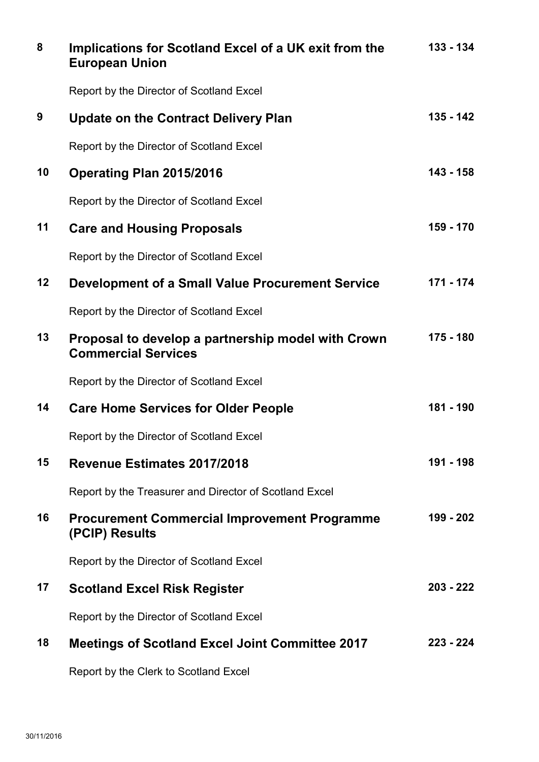| | | |
|---|---|---|
| **8** | **Implications for Scotland Excel of a UK exit from the European Union**<br><br>Report by the Director of Scotland Excel | **133 - 134** |
| **9** | **Update on the Contract Delivery Plan**<br><br>Report by the Director of Scotland Excel | **135 - 142** |
| **10** | **Operating Plan 2015/2016**<br><br>Report by the Director of Scotland Excel | **143 - 158** |
| **11** | **Care and Housing Proposals**<br><br>Report by the Director of Scotland Excel | **159 - 170** |
| **12** | **Development of a Small Value Procurement Service**<br><br>Report by the Director of Scotland Excel | **171 - 174** |
| **13** | **Proposal to develop a partnership model with Crown Commercial Services**<br><br>Report by the Director of Scotland Excel | **175 - 180** |
| **14** | **Care Home Services for Older People**<br><br>Report by the Director of Scotland Excel | **181 - 190** |
| **15** | **Revenue Estimates 2017/2018**<br><br>Report by the Treasurer and Director of Scotland Excel | **191 - 198** |
| **16** | **Procurement Commercial Improvement Programme (PCIP) Results**<br><br>Report by the Director of Scotland Excel | **199 - 202** |
| **17** | **Scotland Excel Risk Register**<br><br>Report by the Director of Scotland Excel | **203 - 222** |
| **18** | **Meetings of Scotland Excel Joint Committee 2017**<br><br>Report by the Clerk to Scotland Excel | **223 - 224** |

30/11/2016